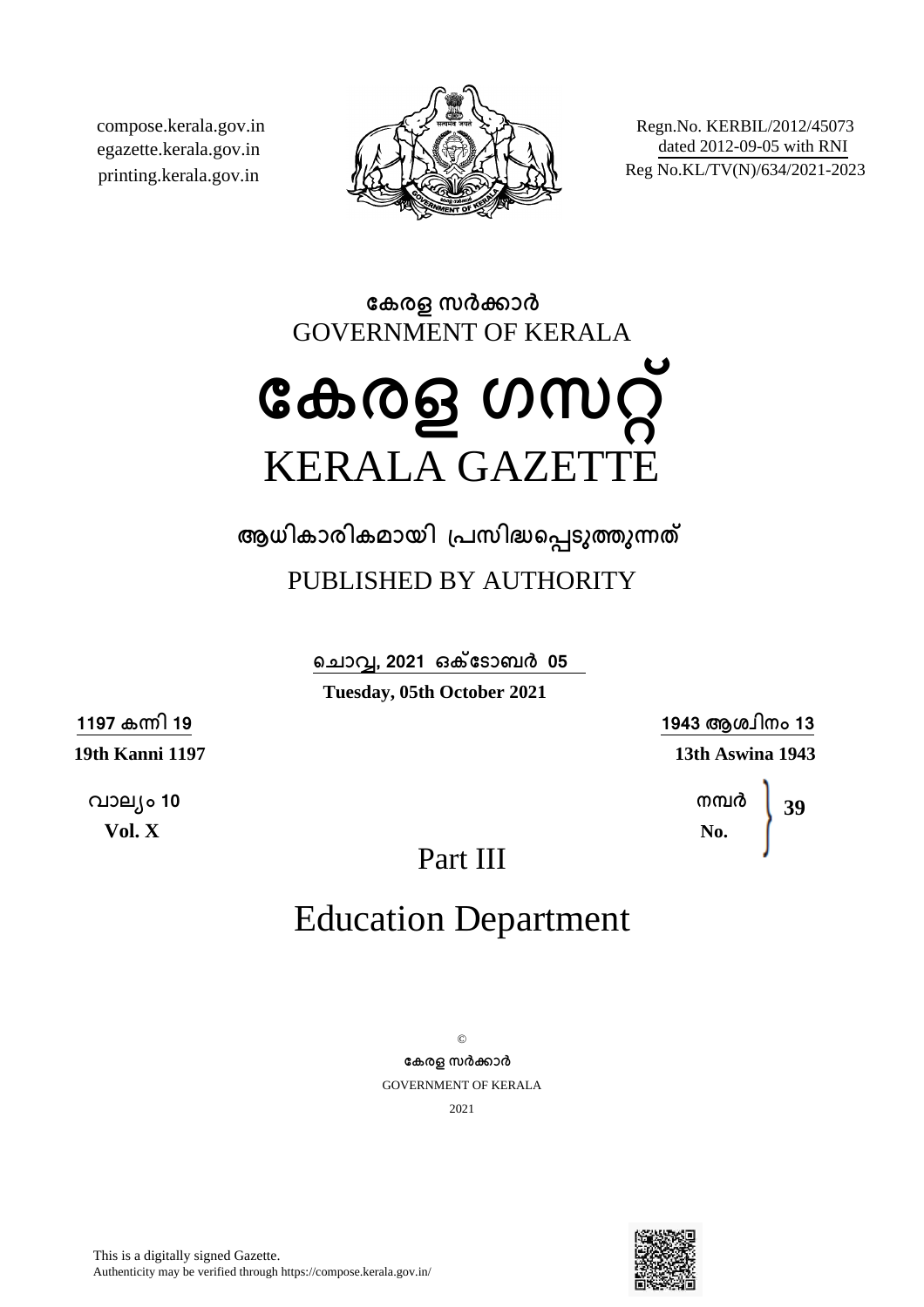compose.kerala.gov.in
egazette.kerala.gov.in
printing.kerala.gov.in

Regn.No. KERBIL/2012/45073
dated 2012-09-05 with RNI
Reg No.KL/TV(N)/634/2021-2023

**കേരള സർക്കാർ**
GOVERNMENT OF KERALA

# കേരള ഗസറ്റ്
# KERALA GAZETTE

**ആധികാരികമായി പ്രസിദ്ധപ്പെടുത്തുന്നത്**

PUBLISHED BY AUTHORITY

**ചൊവ്വ, 2021 ഒക്ടോബർ 05**
**Tuesday, 05th October 2021**

**1197 കന്നി 19**
**19th Kanni 1197**

**1943 ആശ്വിനം 13**
**13th Aswina 1943**

**വാല്യം 10**
**Vol. X**

**നമ്പർ**
**No.** **39**

## Part III

## Education Department

©
**കേരള സർക്കാർ**
GOVERNMENT OF KERALA
2021

This is a digitally signed Gazette.
Authenticity may be verified through https://compose.kerala.gov.in/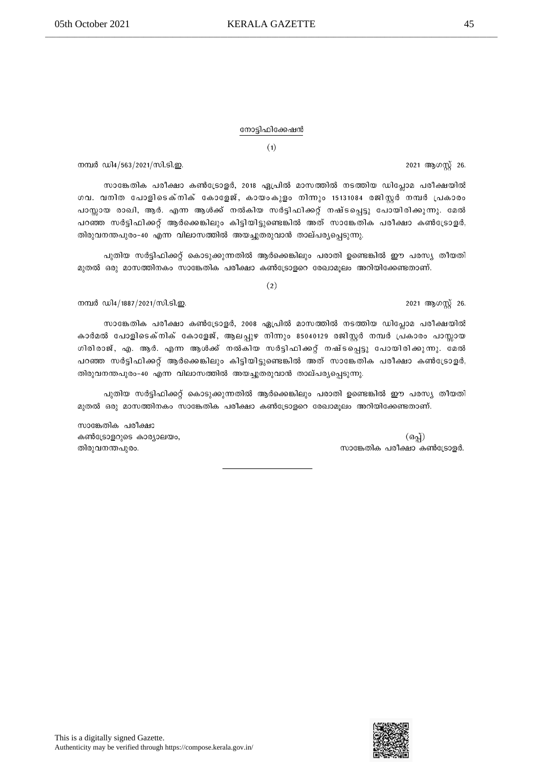## നോട്ടിഫിക്കേഷൻ

(1)

നമ്പർ ഡി4/563/2021/സി.ടി.ഇ. 2021 ആഗസ്റ്റ് 26.

സാങ്കേതിക പരീക്ഷാ കൺട്രോളർ, 2018 ഏപ്രിൽ മാസത്തിൽ നടത്തിയ ഡിപ്ലോമ പരീക്ഷയിൽ ഗവ. വനിത പോളിടെക്നിക് കോളേജ്, കായംകുളം നിന്നും 15131084 രജിസ്റ്റർ നമ്പർ പ്രകാരം പാസ്സായ രാഖി, ആർ. എന്ന ആൾക്ക് നൽകിയ സർട്ടിഫിക്കറ്റ് നഷ്ടപ്പെട്ടു പോയിരിക്കുന്നു. മേൽ പറഞ്ഞ സർട്ടിഫിക്കറ്റ് ആർക്കെങ്കിലും കിട്ടിയിട്ടുണ്ടെങ്കിൽ അത് സാങ്കേതിക പരീക്ഷാ കൺട്രോളർ, തിരുവനന്തപുരം-40 എന്ന വിലാസത്തിൽ അയച്ചുതരുവാൻ താല്പര്യപ്പെടുന്നു.

പുതിയ സർട്ടിഫിക്കറ്റ് കൊടുക്കുന്നതിൽ ആർക്കെങ്കിലും പരാതി ഉണ്ടെങ്കിൽ ഈ പരസ്യ തീയതി മുതൽ ഒരു മാസത്തിനകം സാങ്കേതിക പരീക്ഷാ കൺട്രോളറെ രേഖാമൂലം അറിയിക്കേണ്ടതാണ്.

(2)

നമ്പർ ഡി4/1887/2021/സി.ടി.ഇ. 2021 ആഗസ്റ്റ് 26.

സാങ്കേതിക പരീക്ഷാ കൺട്രോളർ, 2008 ഏപ്രിൽ മാസത്തിൽ നടത്തിയ ഡിപ്ലോമ പരീക്ഷയിൽ കാർമൽ പോളിടെക്നിക് കോളേജ്, ആലപ്പുഴ നിന്നും 85040129 രജിസ്റ്റർ നമ്പർ പ്രകാരം പാസ്സായ ഗിരിരാജ്, എ. ആർ. എന്ന ആൾക്ക് നൽകിയ സർട്ടിഫിക്കറ്റ് നഷ്ടപ്പെട്ടു പോയിരിക്കുന്നു. മേൽ പറഞ്ഞ സർട്ടിഫിക്കറ്റ് ആർക്കെങ്കിലും കിട്ടിയിട്ടുണ്ടെങ്കിൽ അത് സാങ്കേതിക പരീക്ഷാ കൺട്രോളർ, തിരുവനന്തപുരം-40 എന്ന വിലാസത്തിൽ അയച്ചുതരുവാൻ താല്പര്യപ്പെടുന്നു.

പുതിയ സർട്ടിഫിക്കറ്റ് കൊടുക്കുന്നതിൽ ആർക്കെങ്കിലും പരാതി ഉണ്ടെങ്കിൽ ഈ പരസ്യ തീയതി മുതൽ ഒരു മാസത്തിനകം സാങ്കേതിക പരീക്ഷാ കൺട്രോളറെ രേഖാമൂലം അറിയിക്കേണ്ടതാണ്.

സാങ്കേതിക പരീക്ഷാ
കൺട്രോളറുടെ കാര്യാലയം,
തിരുവനന്തപുരം.

(ഒപ്പ്)
സാങ്കേതിക പരീക്ഷാ കൺട്രോളർ.

This is a digitally signed Gazette.
Authenticity may be verified through https://compose.kerala.gov.in/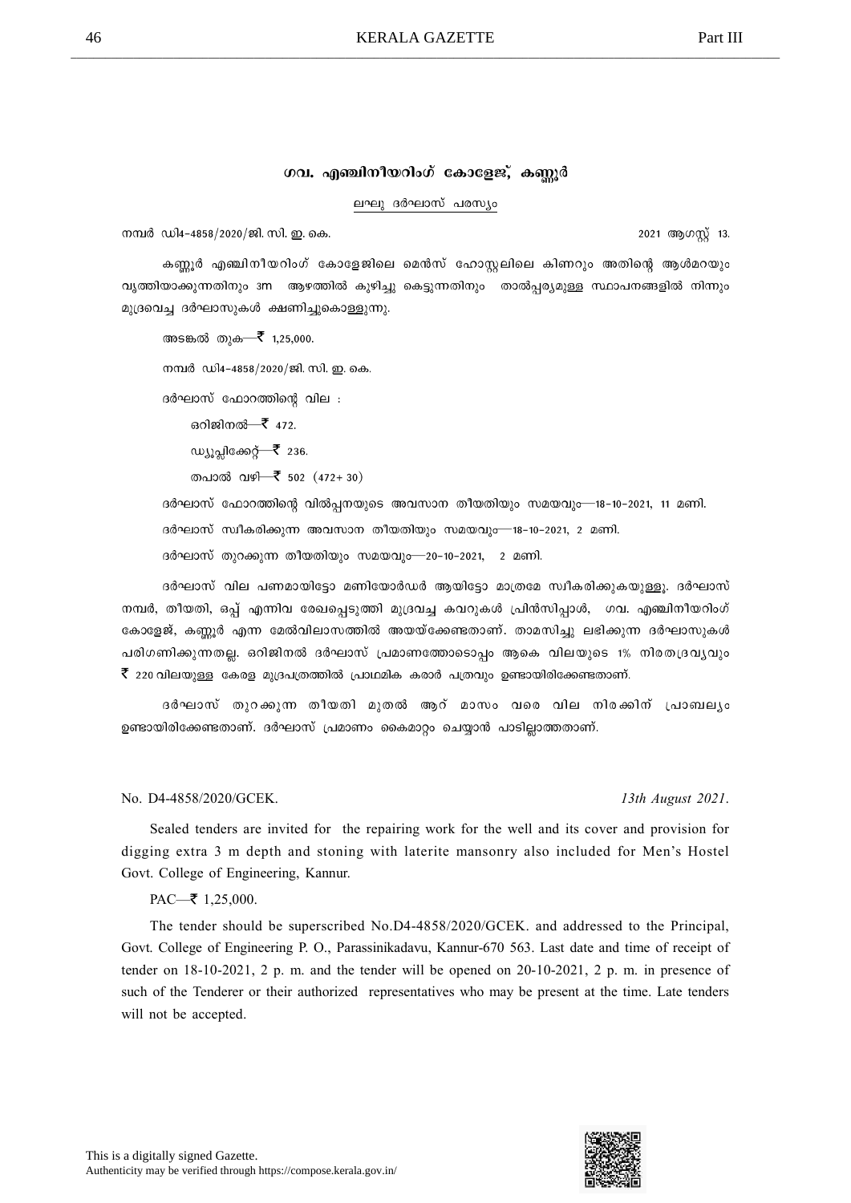## ഗവ. എഞ്ചിനീയറിംഗ് കോളേജ്, കണ്ണൂർ

ലഘു ദർഘാസ് പരസ്യം

നമ്പർ ഡി4-4858/2020/ജി. സി. ഇ. കെ. 2021 ആഗസ്റ്റ് 13.

കണ്ണൂർ എഞ്ചിനീയറിംഗ് കോളേജിലെ മെൻസ് ഹോസ്റ്റലിലെ കിണറും അതിന്റെ ആൾമറയും വൃത്തിയാക്കുന്നതിനും 3m ആഴത്തിൽ കുഴിച്ചു കെട്ടുന്നതിനും താൽപ്പര്യമുള്ള സ്ഥാപനങ്ങളിൽ നിന്നും മുദ്രവെച്ച ദർഘാസുകൾ ക്ഷണിച്ചുകൊള്ളുന്നു.

അടങ്കൽ തുക—₹ 1,25,000.

നമ്പർ ഡി4-4858/2020/ജി. സി. ഇ. കെ.

ദർഘാസ് ഫോറത്തിന്റെ വില :

ഒറിജിനൽ—₹ 472.

ഡ്യൂപ്ലിക്കേറ്റ്—₹ 236.

തപാൽ വഴി—₹ 502 (472+ 30)

ദർഘാസ് ഫോറത്തിന്റെ വിൽപ്പനയുടെ അവസാന തീയതിയും സമയവും—18-10-2021, 11 മണി.

ദർഘാസ് സ്വീകരിക്കുന്ന അവസാന തീയതിയും സമയവും—18-10-2021, 2 മണി.

ദർഘാസ് തുറക്കുന്ന തീയതിയും സമയവും—20-10-2021, 2 മണി.

ദർഘാസ് വില പണമായിട്ടോ മണിയോർഡർ ആയിട്ടോ മാത്രമേ സ്വീകരിക്കുകയുള്ളൂ. ദർഘാസ് നമ്പർ, തീയതി, ഒപ്പ് എന്നിവ രേഖപ്പെടുത്തി മുദ്രവച്ച കവറുകൾ പ്രിൻസിപ്പാൾ, ഗവ. എഞ്ചിനീയറിംഗ് കോളേജ്, കണ്ണൂർ എന്ന മേൽവിലാസത്തിൽ അയയ്ക്കേണ്ടതാണ്. താമസിച്ചു ലഭിക്കുന്ന ദർഘാസുകൾ പരിഗണിക്കുന്നതല്ല. ഒറിജിനൽ ദർഘാസ് പ്രമാണത്തോടൊപ്പം ആകെ വിലയുടെ 1% നിരതദ്രവ്യവും ₹ 220 വിലയുള്ള കേരള മുദ്രപത്രത്തിൽ പ്രാഥമിക കരാർ പത്രവും ഉണ്ടായിരിക്കേണ്ടതാണ്.

ദർഘാസ് തുറക്കുന്ന തീയതി മുതൽ ആറ് മാസം വരെ വില നിരക്കിന് പ്രാബല്യം ഉണ്ടായിരിക്കേണ്ടതാണ്. ദർഘാസ് പ്രമാണം കൈമാറ്റം ചെയ്യാൻ പാടില്ലാത്തതാണ്.

No. D4-4858/2020/GCEK. *13th August 2021.*

Sealed tenders are invited for the repairing work for the well and its cover and provision for digging extra 3 m depth and stoning with laterite mansonry also included for Men's Hostel Govt. College of Engineering, Kannur.

PAC—₹ 1,25,000.

The tender should be superscribed No.D4-4858/2020/GCEK. and addressed to the Principal, Govt. College of Engineering P. O., Parassinikadavu, Kannur-670 563. Last date and time of receipt of tender on 18-10-2021, 2 p. m. and the tender will be opened on 20-10-2021, 2 p. m. in presence of such of the Tenderer or their authorized representatives who may be present at the time. Late tenders will not be accepted.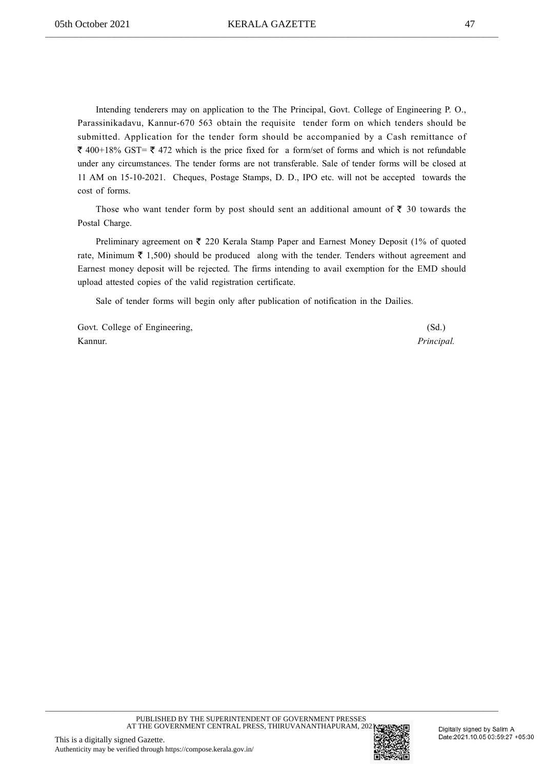Intending tenderers may on application to the The Principal, Govt. College of Engineering P. O., Parassinikadavu, Kannur-670 563 obtain the requisite tender form on which tenders should be submitted. Application for the tender form should be accompanied by a Cash remittance of ₹ 400+18% GST= ₹ 472 which is the price fixed for a form/set of forms and which is not refundable under any circumstances. The tender forms are not transferable. Sale of tender forms will be closed at 11 AM on 15-10-2021. Cheques, Postage Stamps, D. D., IPO etc. will not be accepted towards the cost of forms.

Those who want tender form by post should sent an additional amount of ₹ 30 towards the Postal Charge.

Preliminary agreement on ₹ 220 Kerala Stamp Paper and Earnest Money Deposit (1% of quoted rate, Minimum ₹ 1,500) should be produced along with the tender. Tenders without agreement and Earnest money deposit will be rejected. The firms intending to avail exemption for the EMD should upload attested copies of the valid registration certificate.

Sale of tender forms will begin only after publication of notification in the Dailies.

Govt. College of Engineering,
Kannur.

(Sd.)
*Principal.*

PUBLISHED BY THE SUPERINTENDENT OF GOVERNMENT PRESSES
AT THE GOVERNMENT CENTRAL PRESS, THIRUVANANTHAPURAM, 2021

This is a digitally signed Gazette.
Authenticity may be verified through https://compose.kerala.gov.in/

Digitally signed by Salim A
Date:2021.10.05 03:59:27 +05:30